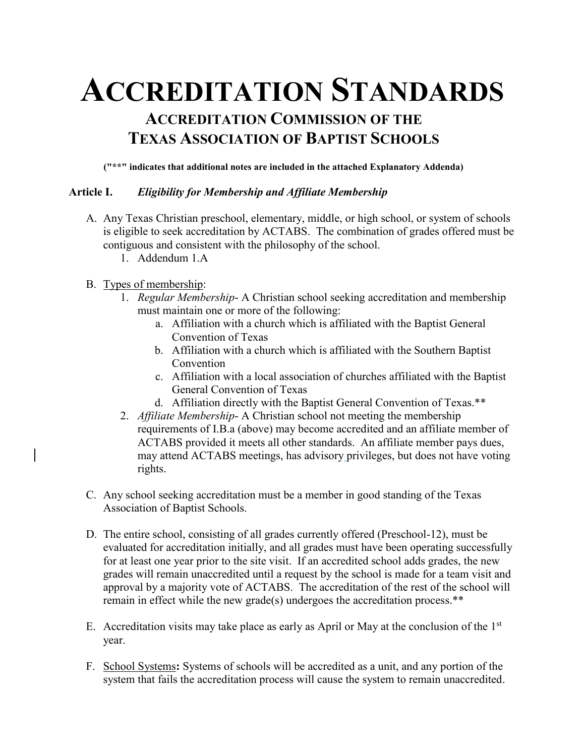# ACCREDITATION STANDARDS

## ACCREDITATION COMMISSION OF THE TEXAS ASSOCIATION OF BAPTIST SCHOOLS

**("**" indicates that additional notes are included in the attached Explanatory Addenda)**

### Article I. *Eligibility for Membership and Affiliate Membership*

A. Any Texas Christian preschool, elementary, middle, or high school, or system of schools is eligible to seek accreditation by ACTABS. The combination of grades offered must be contiguous and consistent with the philosophy of the school.
   1. Addendum 1.A

B. Types of membership:
   1. *Regular Membership*- A Christian school seeking accreditation and membership must maintain one or more of the following:
      a. Affiliation with a church which is affiliated with the Baptist General Convention of Texas
      b. Affiliation with a church which is affiliated with the Southern Baptist Convention
      c. Affiliation with a local association of churches affiliated with the Baptist General Convention of Texas
      d. Affiliation directly with the Baptist General Convention of Texas.**
   2. *Affiliate Membership*- A Christian school not meeting the membership requirements of I.B.a (above) may become accredited and an affiliate member of ACTABS provided it meets all other standards. An affiliate member pays dues, may attend ACTABS meetings, has advisory privileges, but does not have voting rights.

C. Any school seeking accreditation must be a member in good standing of the Texas Association of Baptist Schools.

D. The entire school, consisting of all grades currently offered (Preschool-12), must be evaluated for accreditation initially, and all grades must have been operating successfully for at least one year prior to the site visit. If an accredited school adds grades, the new grades will remain unaccredited until a request by the school is made for a team visit and approval by a majority vote of ACTABS. The accreditation of the rest of the school will remain in effect while the new grade(s) undergoes the accreditation process.**

E. Accreditation visits may take place as early as April or May at the conclusion of the 1st year.

F. School Systems**:** Systems of schools will be accredited as a unit, and any portion of the system that fails the accreditation process will cause the system to remain unaccredited.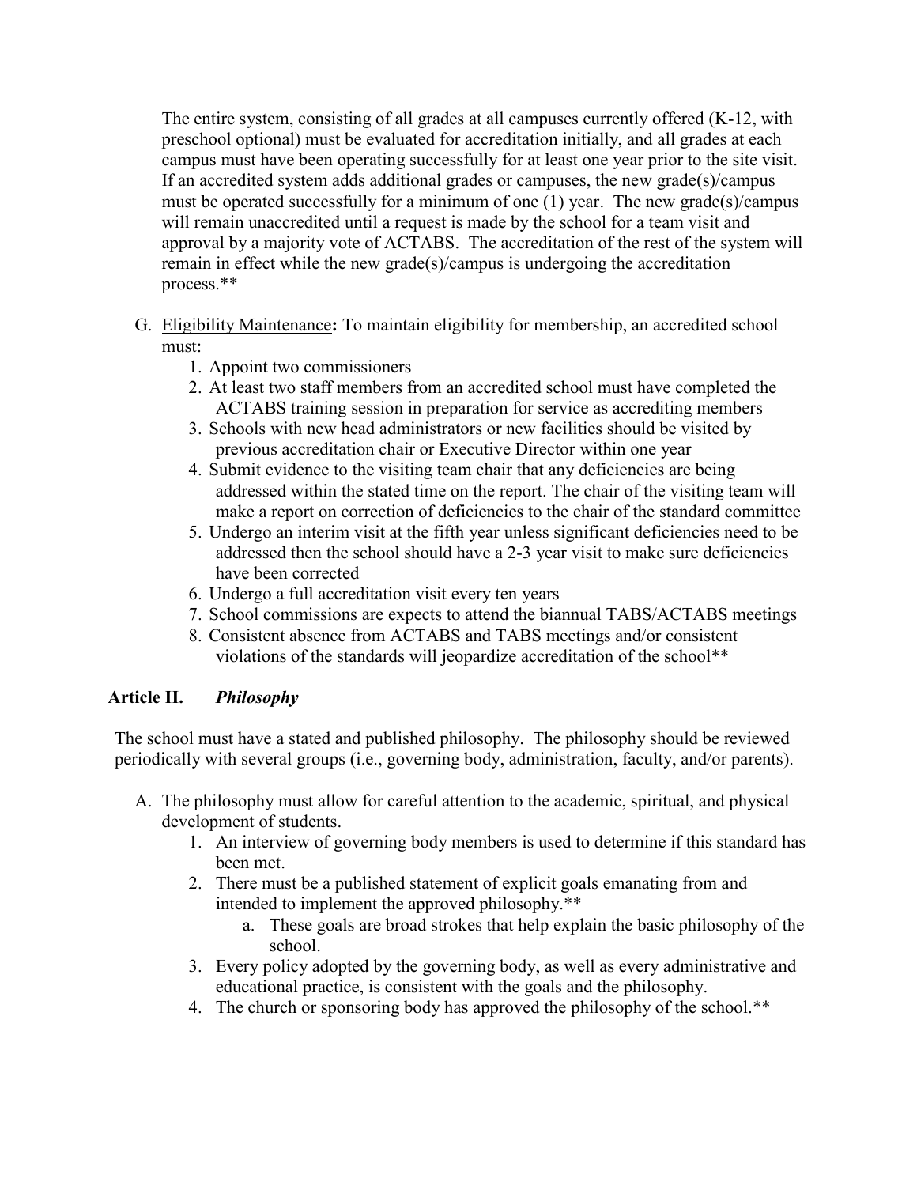The entire system, consisting of all grades at all campuses currently offered (K-12, with preschool optional) must be evaluated for accreditation initially, and all grades at each campus must have been operating successfully for at least one year prior to the site visit. If an accredited system adds additional grades or campuses, the new grade(s)/campus must be operated successfully for a minimum of one (1) year. The new grade(s)/campus will remain unaccredited until a request is made by the school for a team visit and approval by a majority vote of ACTABS. The accreditation of the rest of the system will remain in effect while the new grade(s)/campus is undergoing the accreditation process.**

G. <u>Eligibility Maintenance</u>**:** To maintain eligibility for membership, an accredited school must:
   1. Appoint two commissioners
   2. At least two staff members from an accredited school must have completed the ACTABS training session in preparation for service as accrediting members
   3. Schools with new head administrators or new facilities should be visited by previous accreditation chair or Executive Director within one year
   4. Submit evidence to the visiting team chair that any deficiencies are being addressed within the stated time on the report. The chair of the visiting team will make a report on correction of deficiencies to the chair of the standard committee
   5. Undergo an interim visit at the fifth year unless significant deficiencies need to be addressed then the school should have a 2-3 year visit to make sure deficiencies have been corrected
   6. Undergo a full accreditation visit every ten years
   7. School commissions are expects to attend the biannual TABS/ACTABS meetings
   8. Consistent absence from ACTABS and TABS meetings and/or consistent violations of the standards will jeopardize accreditation of the school**

## Article II. *Philosophy*

The school must have a stated and published philosophy. The philosophy should be reviewed periodically with several groups (i.e., governing body, administration, faculty, and/or parents).

A. The philosophy must allow for careful attention to the academic, spiritual, and physical development of students.
   1. An interview of governing body members is used to determine if this standard has been met.
   2. There must be a published statement of explicit goals emanating from and intended to implement the approved philosophy.**
      a. These goals are broad strokes that help explain the basic philosophy of the school.
   3. Every policy adopted by the governing body, as well as every administrative and educational practice, is consistent with the goals and the philosophy.
   4. The church or sponsoring body has approved the philosophy of the school.**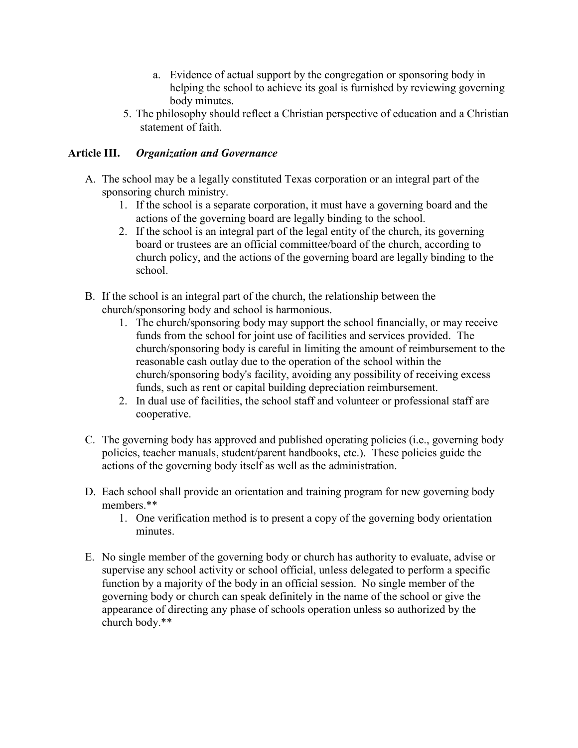a. Evidence of actual support by the congregation or sponsoring body in helping the school to achieve its goal is furnished by reviewing governing body minutes.

5. The philosophy should reflect a Christian perspective of education and a Christian statement of faith.

## Article III. *Organization and Governance*

A. The school may be a legally constituted Texas corporation or an integral part of the sponsoring church ministry.
   1. If the school is a separate corporation, it must have a governing board and the actions of the governing board are legally binding to the school.
   2. If the school is an integral part of the legal entity of the church, its governing board or trustees are an official committee/board of the church, according to church policy, and the actions of the governing board are legally binding to the school.

B. If the school is an integral part of the church, the relationship between the church/sponsoring body and school is harmonious.
   1. The church/sponsoring body may support the school financially, or may receive funds from the school for joint use of facilities and services provided. The church/sponsoring body is careful in limiting the amount of reimbursement to the reasonable cash outlay due to the operation of the school within the church/sponsoring body's facility, avoiding any possibility of receiving excess funds, such as rent or capital building depreciation reimbursement.
   2. In dual use of facilities, the school staff and volunteer or professional staff are cooperative.

C. The governing body has approved and published operating policies (i.e., governing body policies, teacher manuals, student/parent handbooks, etc.). These policies guide the actions of the governing body itself as well as the administration.

D. Each school shall provide an orientation and training program for new governing body members.**
   1. One verification method is to present a copy of the governing body orientation minutes.

E. No single member of the governing body or church has authority to evaluate, advise or supervise any school activity or school official, unless delegated to perform a specific function by a majority of the body in an official session. No single member of the governing body or church can speak definitely in the name of the school or give the appearance of directing any phase of schools operation unless so authorized by the church body.**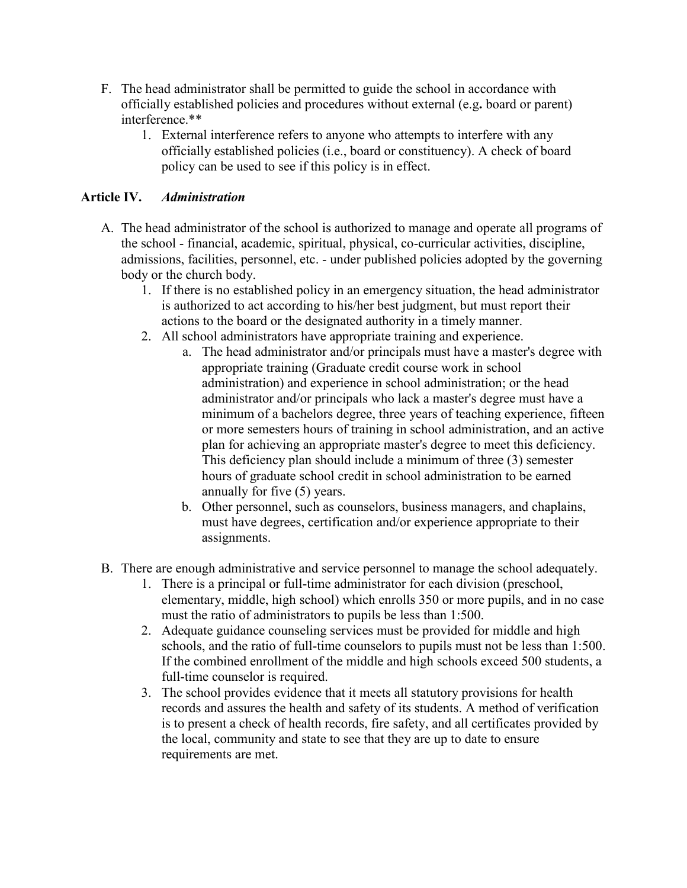F. The head administrator shall be permitted to guide the school in accordance with officially established policies and procedures without external (e.g**.** board or parent) interference.**
   1. External interference refers to anyone who attempts to interfere with any officially established policies (i.e., board or constituency). A check of board policy can be used to see if this policy is in effect.

### **Article IV.** ***Administration***

A. The head administrator of the school is authorized to manage and operate all programs of the school - financial, academic, spiritual, physical, co-curricular activities, discipline, admissions, facilities, personnel, etc. - under published policies adopted by the governing body or the church body.
   1. If there is no established policy in an emergency situation, the head administrator is authorized to act according to his/her best judgment, but must report their actions to the board or the designated authority in a timely manner.
   2. All school administrators have appropriate training and experience.
      a. The head administrator and/or principals must have a master's degree with appropriate training (Graduate credit course work in school administration) and experience in school administration; or the head administrator and/or principals who lack a master's degree must have a minimum of a bachelors degree, three years of teaching experience, fifteen or more semesters hours of training in school administration, and an active plan for achieving an appropriate master's degree to meet this deficiency. This deficiency plan should include a minimum of three (3) semester hours of graduate school credit in school administration to be earned annually for five (5) years.
      b. Other personnel, such as counselors, business managers, and chaplains, must have degrees, certification and/or experience appropriate to their assignments.

B. There are enough administrative and service personnel to manage the school adequately.
   1. There is a principal or full-time administrator for each division (preschool, elementary, middle, high school) which enrolls 350 or more pupils, and in no case must the ratio of administrators to pupils be less than 1:500.
   2. Adequate guidance counseling services must be provided for middle and high schools, and the ratio of full-time counselors to pupils must not be less than 1:500. If the combined enrollment of the middle and high schools exceed 500 students, a full-time counselor is required.
   3. The school provides evidence that it meets all statutory provisions for health records and assures the health and safety of its students. A method of verification is to present a check of health records, fire safety, and all certificates provided by the local, community and state to see that they are up to date to ensure requirements are met.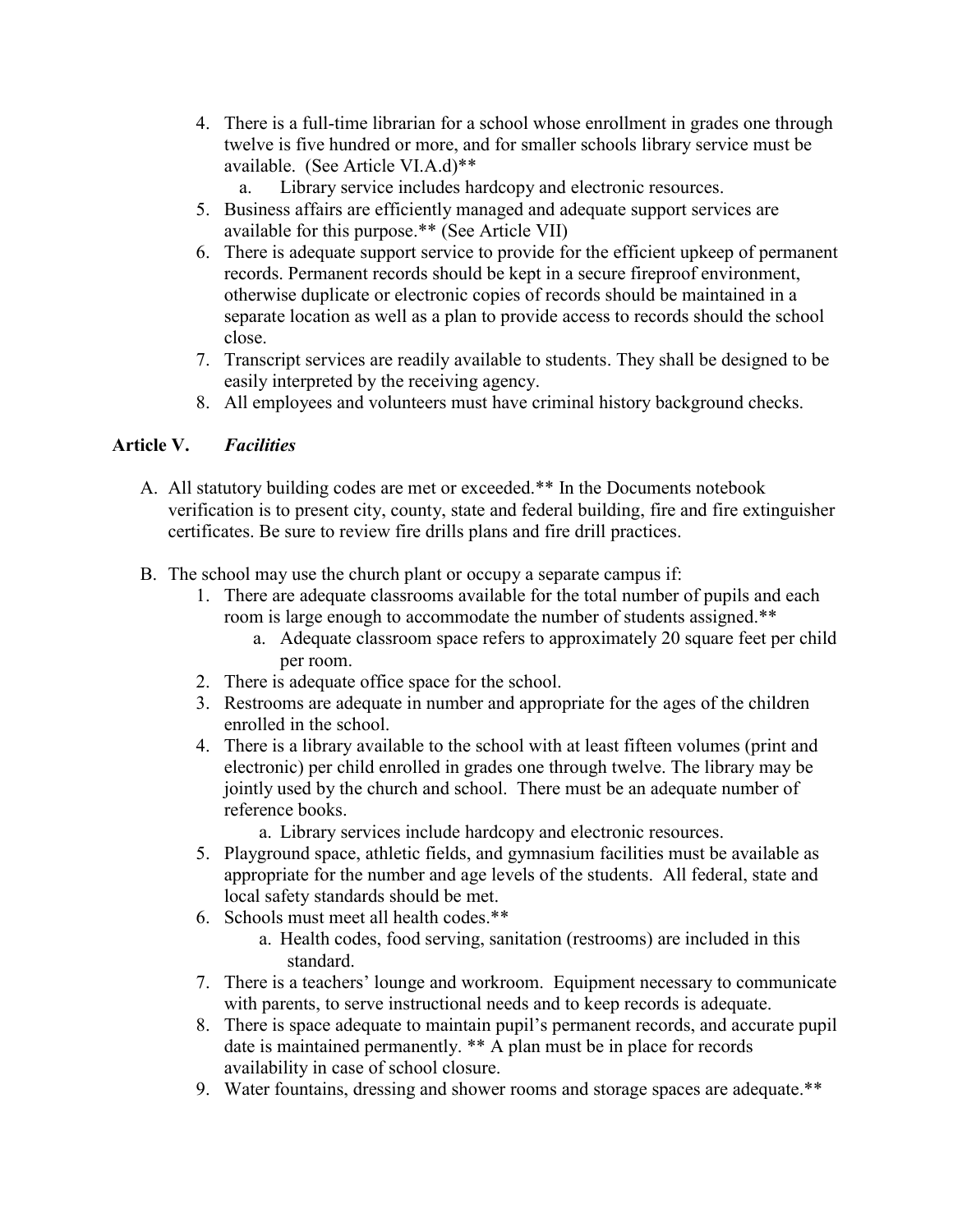4. There is a full-time librarian for a school whose enrollment in grades one through twelve is five hundred or more, and for smaller schools library service must be available. (See Article VI.A.d)**
   a. Library service includes hardcopy and electronic resources.
5. Business affairs are efficiently managed and adequate support services are available for this purpose.** (See Article VII)
6. There is adequate support service to provide for the efficient upkeep of permanent records. Permanent records should be kept in a secure fireproof environment, otherwise duplicate or electronic copies of records should be maintained in a separate location as well as a plan to provide access to records should the school close.
7. Transcript services are readily available to students. They shall be designed to be easily interpreted by the receiving agency.
8. All employees and volunteers must have criminal history background checks.

## Article V. *Facilities*

A. All statutory building codes are met or exceeded.** In the Documents notebook verification is to present city, county, state and federal building, fire and fire extinguisher certificates. Be sure to review fire drills plans and fire drill practices.

B. The school may use the church plant or occupy a separate campus if:
   1. There are adequate classrooms available for the total number of pupils and each room is large enough to accommodate the number of students assigned.**
      a. Adequate classroom space refers to approximately 20 square feet per child per room.
   2. There is adequate office space for the school.
   3. Restrooms are adequate in number and appropriate for the ages of the children enrolled in the school.
   4. There is a library available to the school with at least fifteen volumes (print and electronic) per child enrolled in grades one through twelve. The library may be jointly used by the church and school. There must be an adequate number of reference books.
      a. Library services include hardcopy and electronic resources.
   5. Playground space, athletic fields, and gymnasium facilities must be available as appropriate for the number and age levels of the students. All federal, state and local safety standards should be met.
   6. Schools must meet all health codes.**
      a. Health codes, food serving, sanitation (restrooms) are included in this standard.
   7. There is a teachers' lounge and workroom. Equipment necessary to communicate with parents, to serve instructional needs and to keep records is adequate.
   8. There is space adequate to maintain pupil's permanent records, and accurate pupil date is maintained permanently. ** A plan must be in place for records availability in case of school closure.
   9. Water fountains, dressing and shower rooms and storage spaces are adequate.**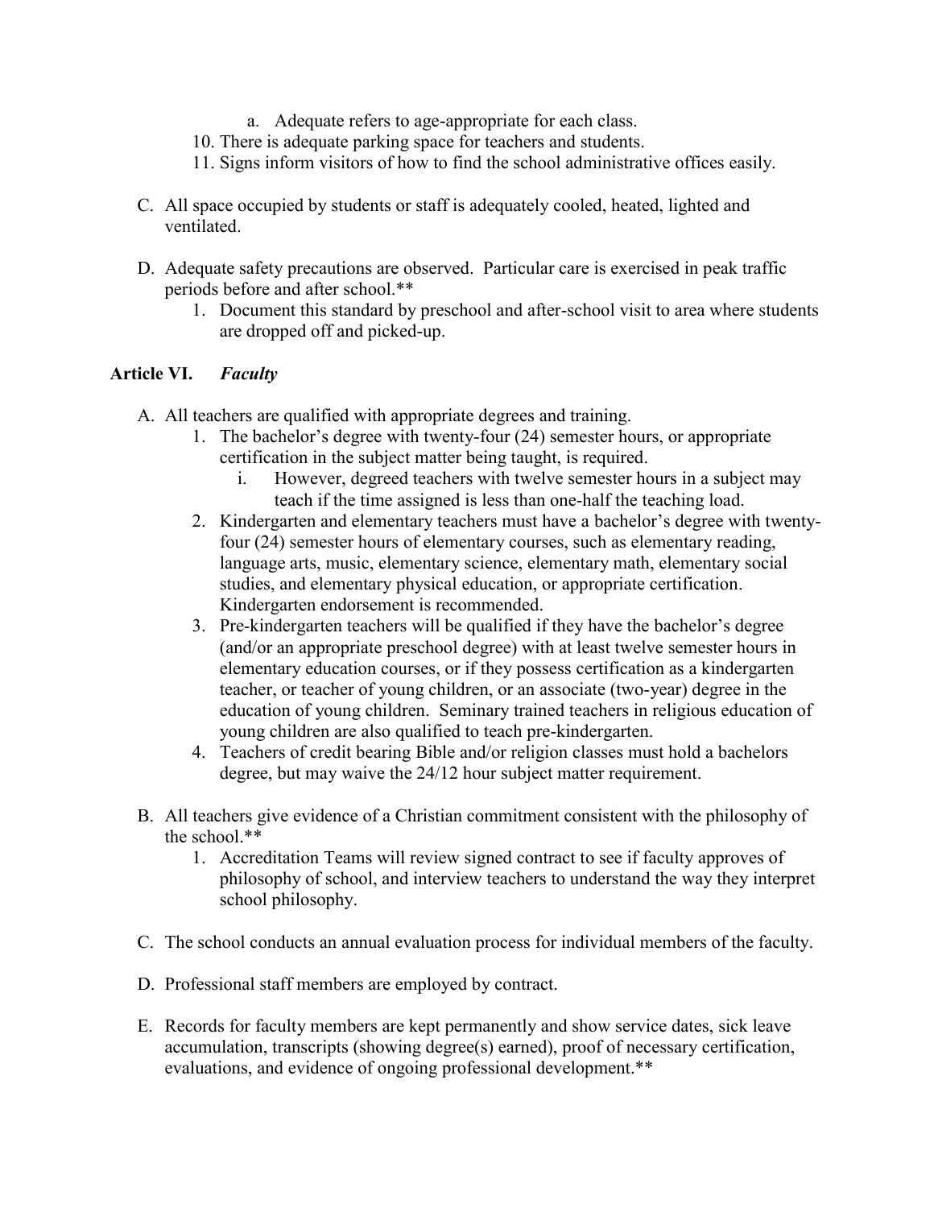a. Adequate refers to age-appropriate for each class.

10. There is adequate parking space for teachers and students.
11. Signs inform visitors of how to find the school administrative offices easily.

C. All space occupied by students or staff is adequately cooled, heated, lighted and ventilated.

D. Adequate safety precautions are observed. Particular care is exercised in peak traffic periods before and after school.**

   1. Document this standard by preschool and after-school visit to area where students are dropped off and picked-up.

## Article VI. *Faculty*

A. All teachers are qualified with appropriate degrees and training.

   1. The bachelor's degree with twenty-four (24) semester hours, or appropriate certification in the subject matter being taught, is required.
      i. However, degreed teachers with twelve semester hours in a subject may teach if the time assigned is less than one-half the teaching load.
   2. Kindergarten and elementary teachers must have a bachelor's degree with twenty-four (24) semester hours of elementary courses, such as elementary reading, language arts, music, elementary science, elementary math, elementary social studies, and elementary physical education, or appropriate certification. Kindergarten endorsement is recommended.
   3. Pre-kindergarten teachers will be qualified if they have the bachelor's degree (and/or an appropriate preschool degree) with at least twelve semester hours in elementary education courses, or if they possess certification as a kindergarten teacher, or teacher of young children, or an associate (two-year) degree in the education of young children. Seminary trained teachers in religious education of young children are also qualified to teach pre-kindergarten.
   4. Teachers of credit bearing Bible and/or religion classes must hold a bachelors degree, but may waive the 24/12 hour subject matter requirement.

B. All teachers give evidence of a Christian commitment consistent with the philosophy of the school.**

   1. Accreditation Teams will review signed contract to see if faculty approves of philosophy of school, and interview teachers to understand the way they interpret school philosophy.

C. The school conducts an annual evaluation process for individual members of the faculty.

D. Professional staff members are employed by contract.

E. Records for faculty members are kept permanently and show service dates, sick leave accumulation, transcripts (showing degree(s) earned), proof of necessary certification, evaluations, and evidence of ongoing professional development.**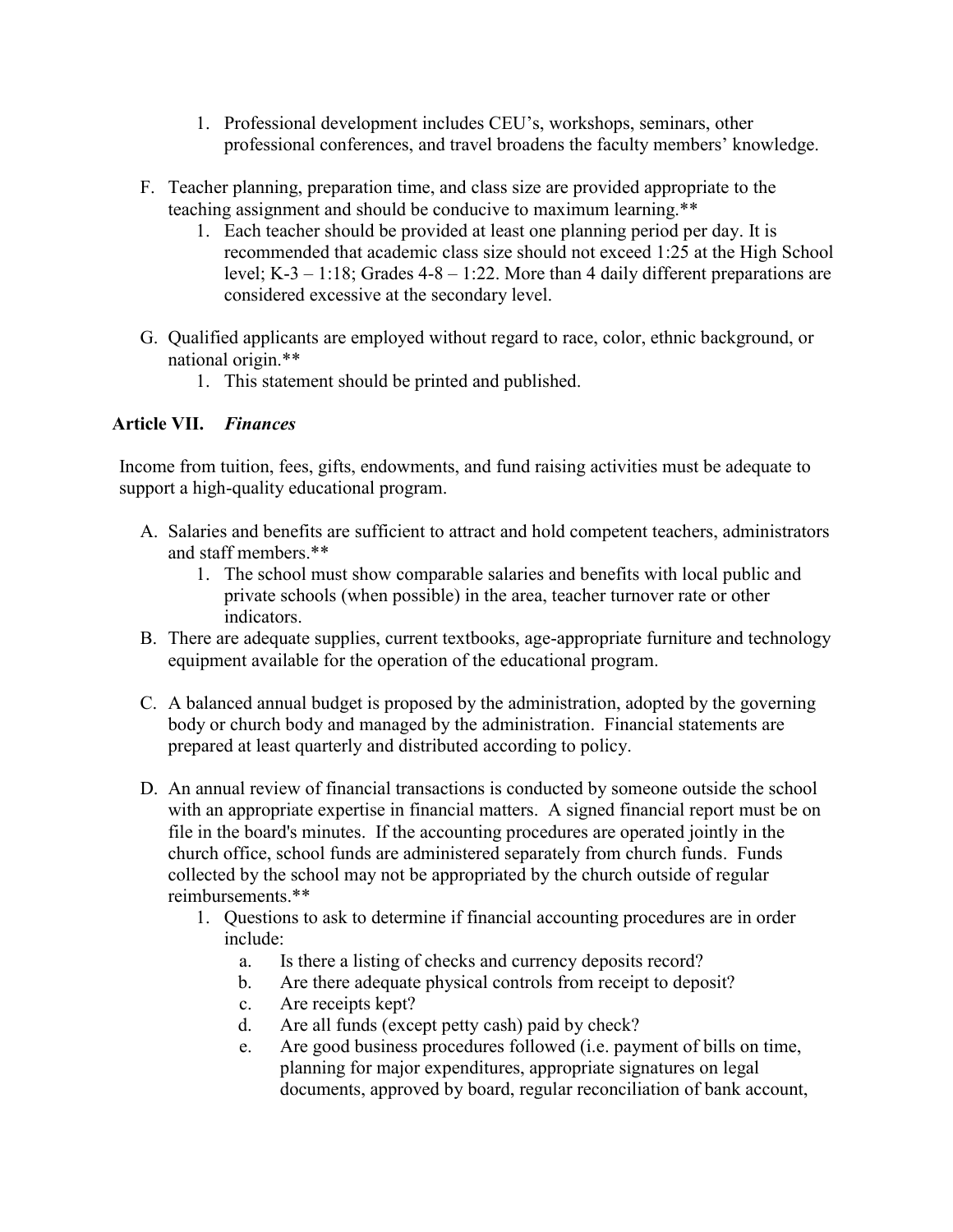1. Professional development includes CEU's, workshops, seminars, other professional conferences, and travel broadens the faculty members' knowledge.

F. Teacher planning, preparation time, and class size are provided appropriate to the teaching assignment and should be conducive to maximum learning.**
   1. Each teacher should be provided at least one planning period per day. It is recommended that academic class size should not exceed 1:25 at the High School level; K-3 – 1:18; Grades 4-8 – 1:22. More than 4 daily different preparations are considered excessive at the secondary level.

G. Qualified applicants are employed without regard to race, color, ethnic background, or national origin.**
   1. This statement should be printed and published.

### Article VII. *Finances*

Income from tuition, fees, gifts, endowments, and fund raising activities must be adequate to support a high-quality educational program.

A. Salaries and benefits are sufficient to attract and hold competent teachers, administrators and staff members.**
   1. The school must show comparable salaries and benefits with local public and private schools (when possible) in the area, teacher turnover rate or other indicators.

B. There are adequate supplies, current textbooks, age-appropriate furniture and technology equipment available for the operation of the educational program.

C. A balanced annual budget is proposed by the administration, adopted by the governing body or church body and managed by the administration. Financial statements are prepared at least quarterly and distributed according to policy.

D. An annual review of financial transactions is conducted by someone outside the school with an appropriate expertise in financial matters. A signed financial report must be on file in the board's minutes. If the accounting procedures are operated jointly in the church office, school funds are administered separately from church funds. Funds collected by the school may not be appropriated by the church outside of regular reimbursements.**
   1. Questions to ask to determine if financial accounting procedures are in order include:
      a. Is there a listing of checks and currency deposits record?
      b. Are there adequate physical controls from receipt to deposit?
      c. Are receipts kept?
      d. Are all funds (except petty cash) paid by check?
      e. Are good business procedures followed (i.e. payment of bills on time, planning for major expenditures, appropriate signatures on legal documents, approved by board, regular reconciliation of bank account,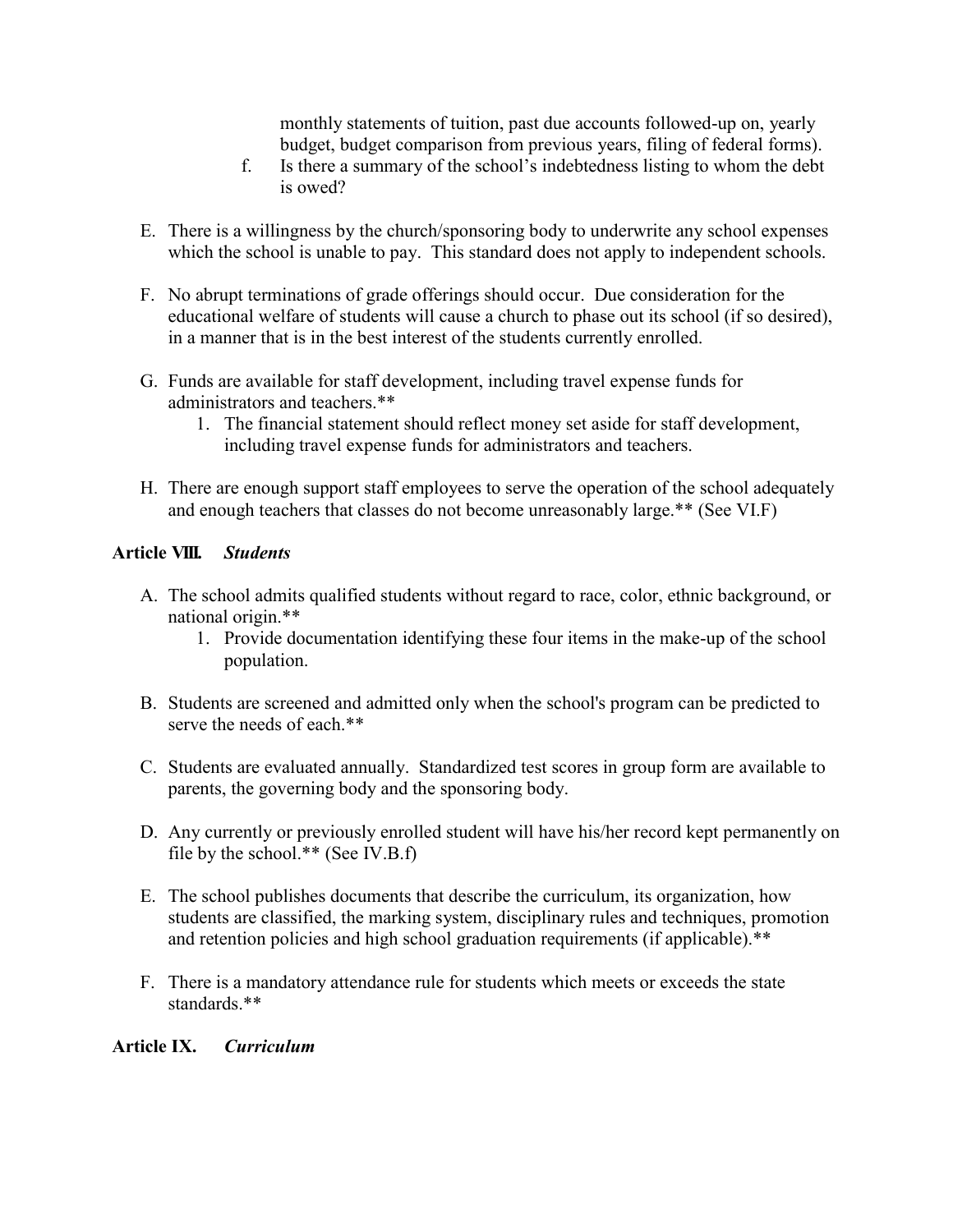monthly statements of tuition, past due accounts followed-up on, yearly budget, budget comparison from previous years, filing of federal forms).

f. Is there a summary of the school's indebtedness listing to whom the debt is owed?

E. There is a willingness by the church/sponsoring body to underwrite any school expenses which the school is unable to pay. This standard does not apply to independent schools.

F. No abrupt terminations of grade offerings should occur. Due consideration for the educational welfare of students will cause a church to phase out its school (if so desired), in a manner that is in the best interest of the students currently enrolled.

G. Funds are available for staff development, including travel expense funds for administrators and teachers.**
   1. The financial statement should reflect money set aside for staff development, including travel expense funds for administrators and teachers.

H. There are enough support staff employees to serve the operation of the school adequately and enough teachers that classes do not become unreasonably large.** (See VI.F)

## Article VIII. *Students*

A. The school admits qualified students without regard to race, color, ethnic background, or national origin.**
   1. Provide documentation identifying these four items in the make-up of the school population.

B. Students are screened and admitted only when the school's program can be predicted to serve the needs of each.**

C. Students are evaluated annually. Standardized test scores in group form are available to parents, the governing body and the sponsoring body.

D. Any currently or previously enrolled student will have his/her record kept permanently on file by the school.** (See IV.B.f)

E. The school publishes documents that describe the curriculum, its organization, how students are classified, the marking system, disciplinary rules and techniques, promotion and retention policies and high school graduation requirements (if applicable).**

F. There is a mandatory attendance rule for students which meets or exceeds the state standards.**

## Article IX. *Curriculum*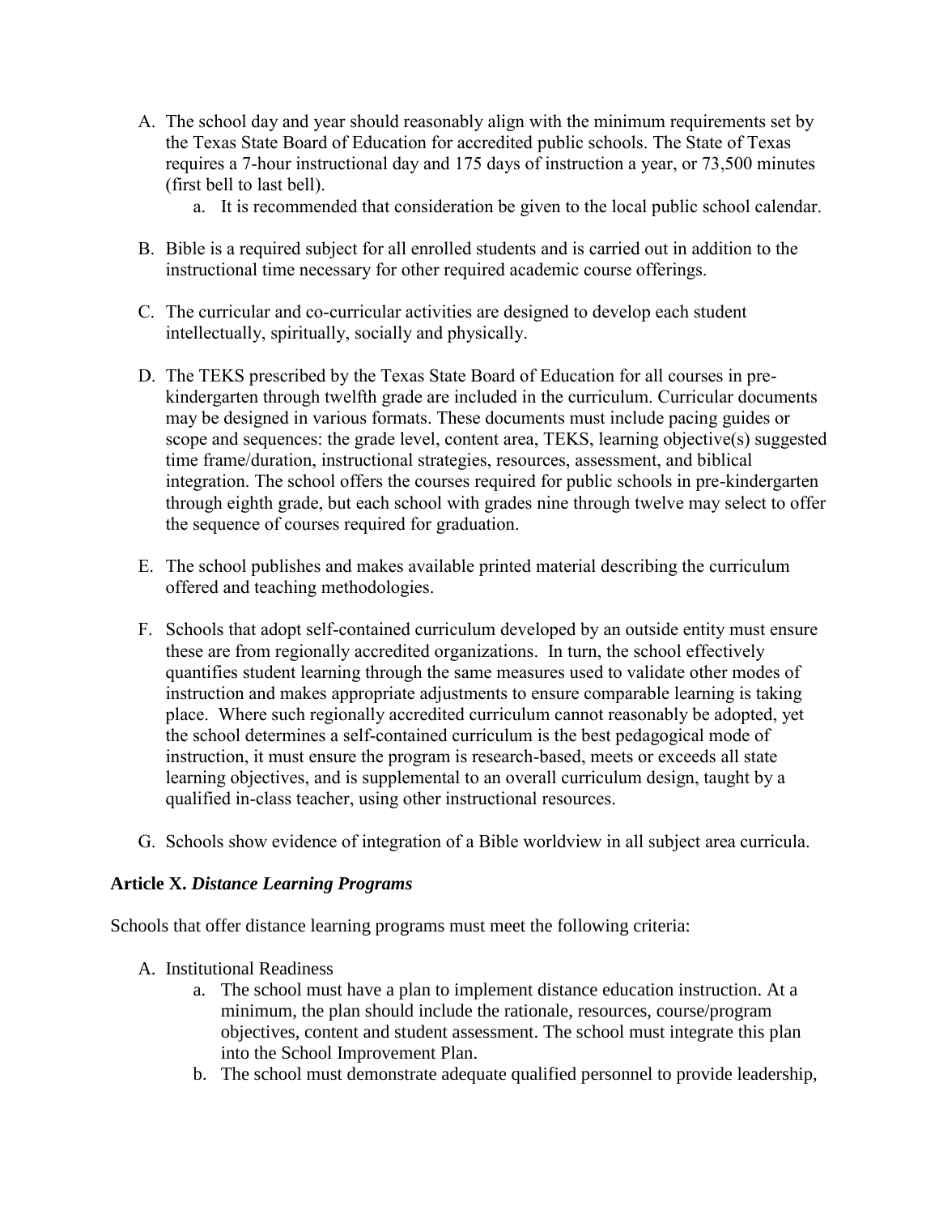A. The school day and year should reasonably align with the minimum requirements set by the Texas State Board of Education for accredited public schools. The State of Texas requires a 7-hour instructional day and 175 days of instruction a year, or 73,500 minutes (first bell to last bell).
    a. It is recommended that consideration be given to the local public school calendar.

B. Bible is a required subject for all enrolled students and is carried out in addition to the instructional time necessary for other required academic course offerings.

C. The curricular and co-curricular activities are designed to develop each student intellectually, spiritually, socially and physically.

D. The TEKS prescribed by the Texas State Board of Education for all courses in pre-kindergarten through twelfth grade are included in the curriculum. Curricular documents may be designed in various formats. These documents must include pacing guides or scope and sequences: the grade level, content area, TEKS, learning objective(s) suggested time frame/duration, instructional strategies, resources, assessment, and biblical integration. The school offers the courses required for public schools in pre-kindergarten through eighth grade, but each school with grades nine through twelve may select to offer the sequence of courses required for graduation.

E. The school publishes and makes available printed material describing the curriculum offered and teaching methodologies.

F. Schools that adopt self-contained curriculum developed by an outside entity must ensure these are from regionally accredited organizations. In turn, the school effectively quantifies student learning through the same measures used to validate other modes of instruction and makes appropriate adjustments to ensure comparable learning is taking place. Where such regionally accredited curriculum cannot reasonably be adopted, yet the school determines a self-contained curriculum is the best pedagogical mode of instruction, it must ensure the program is research-based, meets or exceeds all state learning objectives, and is supplemental to an overall curriculum design, taught by a qualified in-class teacher, using other instructional resources.

G. Schools show evidence of integration of a Bible worldview in all subject area curricula.

### Article X. *Distance Learning Programs*

Schools that offer distance learning programs must meet the following criteria:

A. Institutional Readiness
    a. The school must have a plan to implement distance education instruction. At a minimum, the plan should include the rationale, resources, course/program objectives, content and student assessment. The school must integrate this plan into the School Improvement Plan.
    b. The school must demonstrate adequate qualified personnel to provide leadership,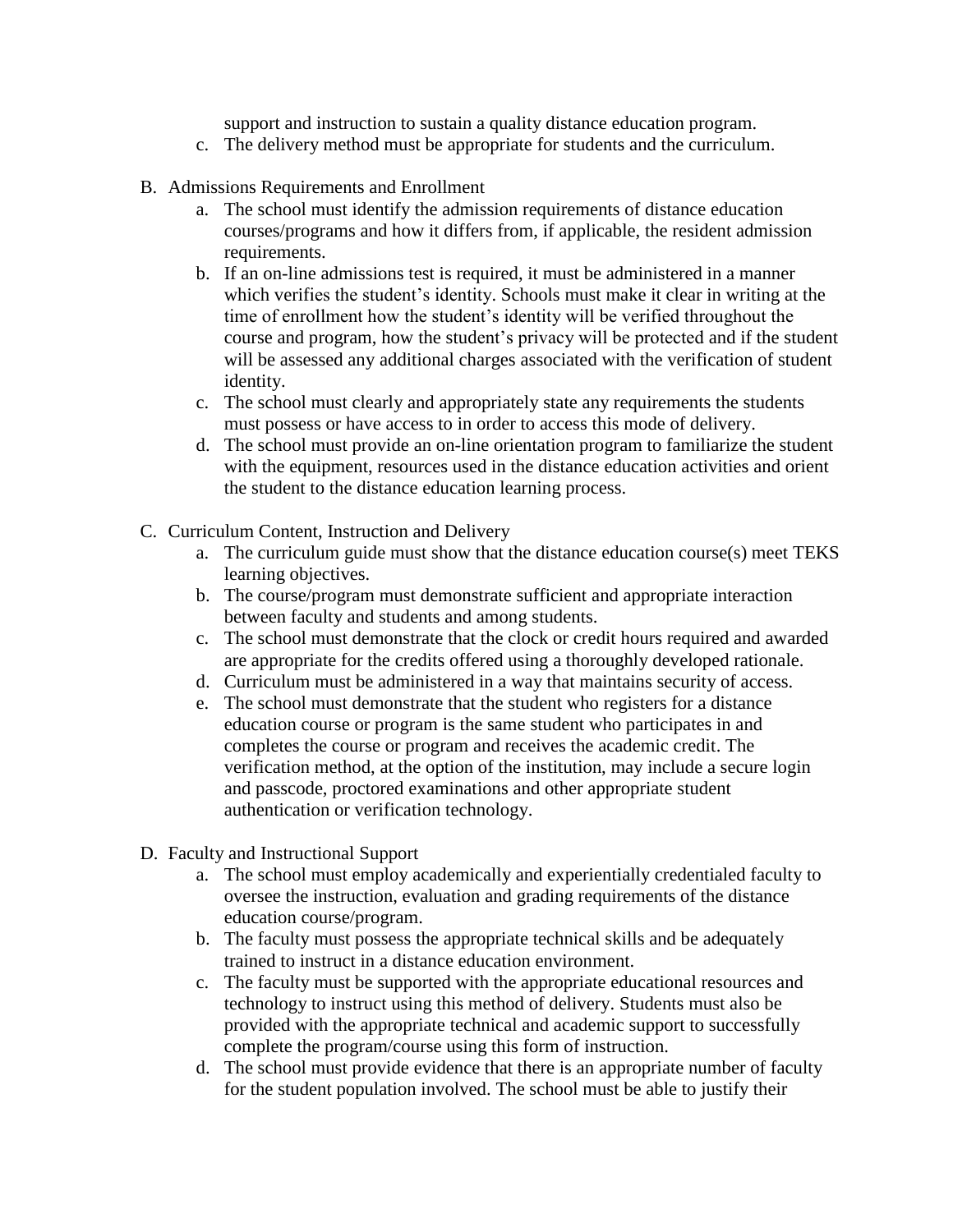support and instruction to sustain a quality distance education program.

c. The delivery method must be appropriate for students and the curriculum.

B. Admissions Requirements and Enrollment
   a. The school must identify the admission requirements of distance education courses/programs and how it differs from, if applicable, the resident admission requirements.
   b. If an on-line admissions test is required, it must be administered in a manner which verifies the student's identity. Schools must make it clear in writing at the time of enrollment how the student's identity will be verified throughout the course and program, how the student's privacy will be protected and if the student will be assessed any additional charges associated with the verification of student identity.
   c. The school must clearly and appropriately state any requirements the students must possess or have access to in order to access this mode of delivery.
   d. The school must provide an on-line orientation program to familiarize the student with the equipment, resources used in the distance education activities and orient the student to the distance education learning process.

C. Curriculum Content, Instruction and Delivery
   a. The curriculum guide must show that the distance education course(s) meet TEKS learning objectives.
   b. The course/program must demonstrate sufficient and appropriate interaction between faculty and students and among students.
   c. The school must demonstrate that the clock or credit hours required and awarded are appropriate for the credits offered using a thoroughly developed rationale.
   d. Curriculum must be administered in a way that maintains security of access.
   e. The school must demonstrate that the student who registers for a distance education course or program is the same student who participates in and completes the course or program and receives the academic credit. The verification method, at the option of the institution, may include a secure login and passcode, proctored examinations and other appropriate student authentication or verification technology.

D. Faculty and Instructional Support
   a. The school must employ academically and experientially credentialed faculty to oversee the instruction, evaluation and grading requirements of the distance education course/program.
   b. The faculty must possess the appropriate technical skills and be adequately trained to instruct in a distance education environment.
   c. The faculty must be supported with the appropriate educational resources and technology to instruct using this method of delivery. Students must also be provided with the appropriate technical and academic support to successfully complete the program/course using this form of instruction.
   d. The school must provide evidence that there is an appropriate number of faculty for the student population involved. The school must be able to justify their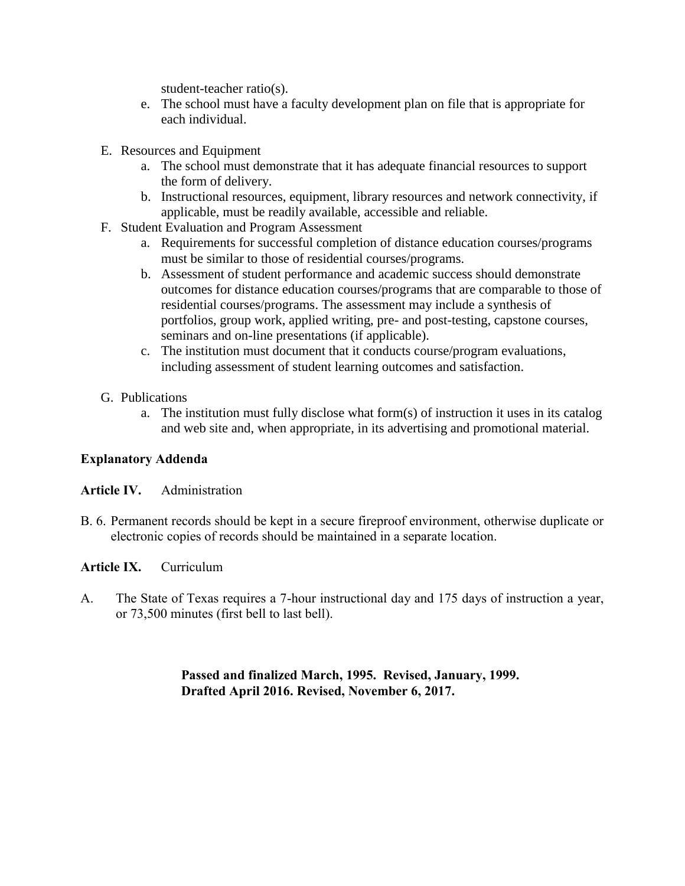student-teacher ratio(s).

e. The school must have a faculty development plan on file that is appropriate for each individual.

E. Resources and Equipment
   a. The school must demonstrate that it has adequate financial resources to support the form of delivery.
   b. Instructional resources, equipment, library resources and network connectivity, if applicable, must be readily available, accessible and reliable.

F. Student Evaluation and Program Assessment
   a. Requirements for successful completion of distance education courses/programs must be similar to those of residential courses/programs.
   b. Assessment of student performance and academic success should demonstrate outcomes for distance education courses/programs that are comparable to those of residential courses/programs. The assessment may include a synthesis of portfolios, group work, applied writing, pre- and post-testing, capstone courses, seminars and on-line presentations (if applicable).
   c. The institution must document that it conducts course/program evaluations, including assessment of student learning outcomes and satisfaction.

G. Publications
   a. The institution must fully disclose what form(s) of instruction it uses in its catalog and web site and, when appropriate, in its advertising and promotional material.

**Explanatory Addenda**

**Article IV.** Administration

B. 6. Permanent records should be kept in a secure fireproof environment, otherwise duplicate or electronic copies of records should be maintained in a separate location.

**Article IX.** Curriculum

A. The State of Texas requires a 7-hour instructional day and 175 days of instruction a year, or 73,500 minutes (first bell to last bell).

**Passed and finalized March, 1995. Revised, January, 1999.**
**Drafted April 2016. Revised, November 6, 2017.**